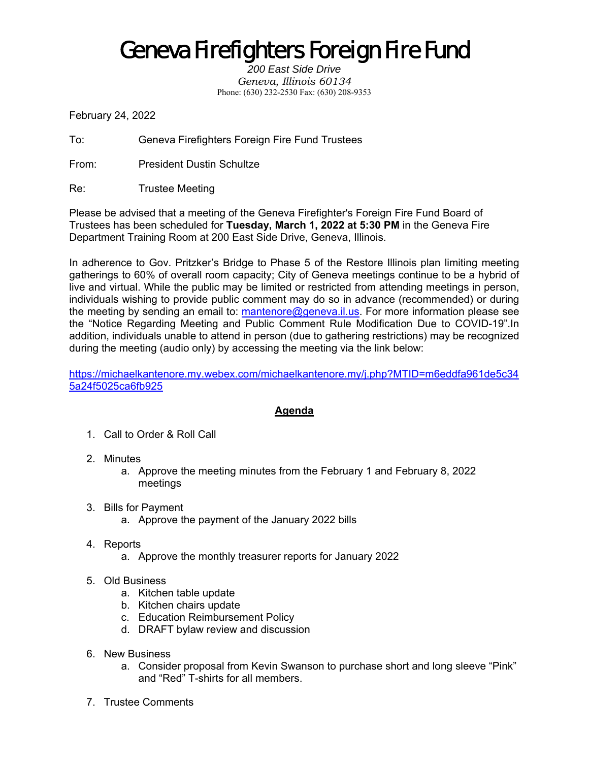# Geneva Firefighters Foreign Fire Fund

*200 East Side Drive*
*Geneva, Illinois 60134*
Phone: (630) 232-2530 Fax: (630) 208-9353

February 24, 2022

To: Geneva Firefighters Foreign Fire Fund Trustees

From: President Dustin Schultze

Re: Trustee Meeting

Please be advised that a meeting of the Geneva Firefighter's Foreign Fire Fund Board of Trustees has been scheduled for **Tuesday, March 1, 2022 at 5:30 PM** in the Geneva Fire Department Training Room at 200 East Side Drive, Geneva, Illinois.

In adherence to Gov. Pritzker's Bridge to Phase 5 of the Restore Illinois plan limiting meeting gatherings to 60% of overall room capacity; City of Geneva meetings continue to be a hybrid of live and virtual. While the public may be limited or restricted from attending meetings in person, individuals wishing to provide public comment may do so in advance (recommended) or during the meeting by sending an email to: mantenore@geneva.il.us. For more information please see the "Notice Regarding Meeting and Public Comment Rule Modification Due to COVID-19".In addition, individuals unable to attend in person (due to gathering restrictions) may be recognized during the meeting (audio only) by accessing the meeting via the link below:

https://michaelkantenore.my.webex.com/michaelkantenore.my/j.php?MTID=m6eddfa961de5c345a24f5025ca6fb925

## Agenda

1. Call to Order & Roll Call

2. Minutes
   a. Approve the meeting minutes from the February 1 and February 8, 2022 meetings

3. Bills for Payment
   a. Approve the payment of the January 2022 bills

4. Reports
   a. Approve the monthly treasurer reports for January 2022

5. Old Business
   a. Kitchen table update
   b. Kitchen chairs update
   c. Education Reimbursement Policy
   d. DRAFT bylaw review and discussion

6. New Business
   a. Consider proposal from Kevin Swanson to purchase short and long sleeve "Pink" and "Red" T-shirts for all members.

7. Trustee Comments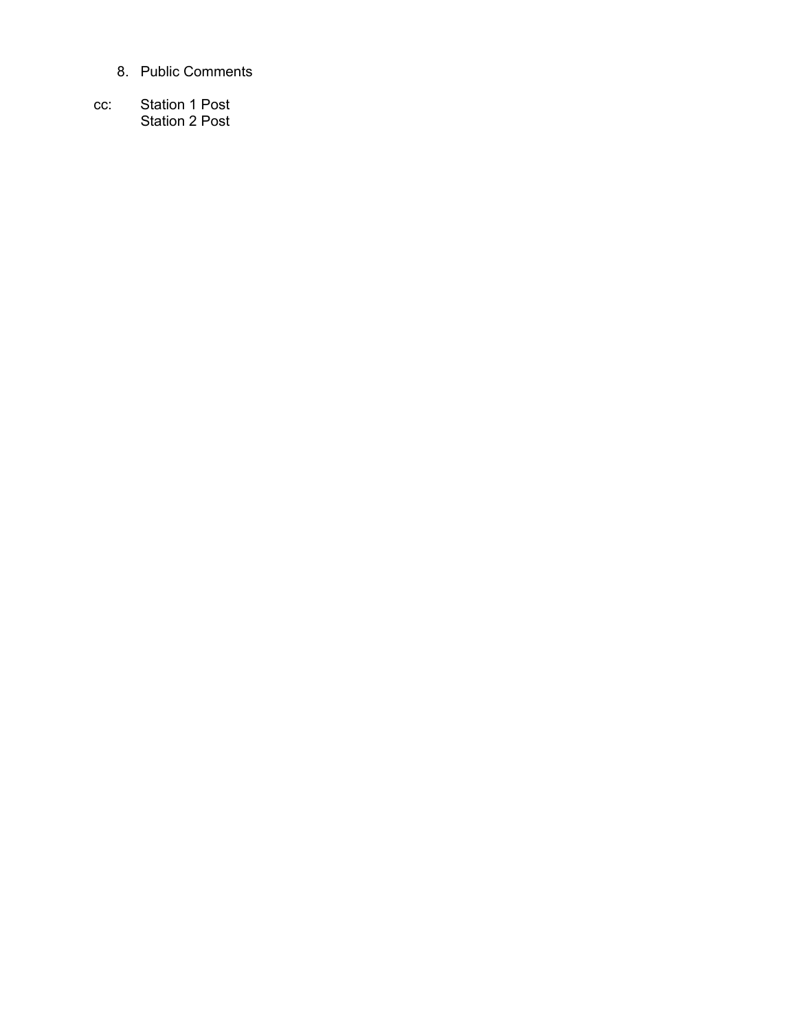8. Public Comments

cc: Station 1 Post
Station 2 Post